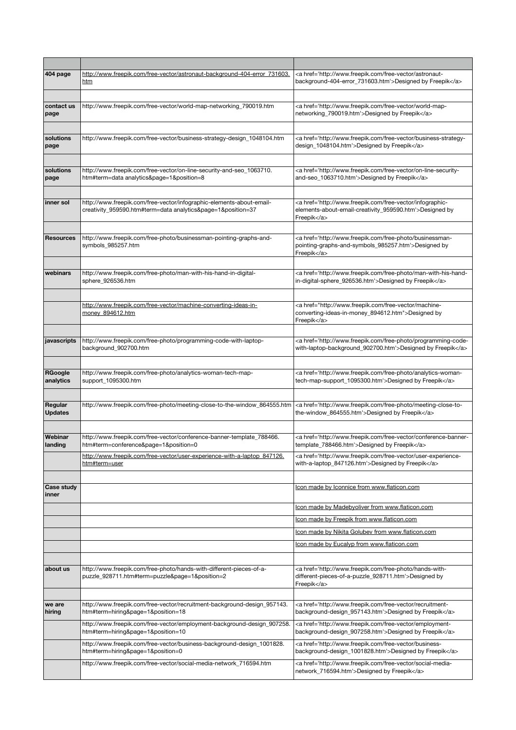| | | |
|---|---|---|
| 404 page | http://www.freepik.com/free-vector/astronaut-background-404-error_731603.htm | <a href='http://www.freepik.com/free-vector/astronaut-background-404-error_731603.htm'>Designed by Freepik</a> |
| | | |
| contact us page | http://www.freepik.com/free-vector/world-map-networking_790019.htm | <a href='http://www.freepik.com/free-vector/world-map-networking_790019.htm'>Designed by Freepik</a> |
| | | |
| solutions page | http://www.freepik.com/free-vector/business-strategy-design_1048104.htm | <a href='http://www.freepik.com/free-vector/business-strategy-design_1048104.htm'>Designed by Freepik</a> |
| | | |
| solutions page | http://www.freepik.com/free-vector/on-line-security-and-seo_1063710.htm#term=data analytics&page=1&position=8 | <a href='http://www.freepik.com/free-vector/on-line-security-and-seo_1063710.htm'>Designed by Freepik</a> |
| | | |
| inner sol | http://www.freepik.com/free-vector/infographic-elements-about-email-creativity_959590.htm#term=data analytics&page=1&position=37 | <a href='http://www.freepik.com/free-vector/infographic-elements-about-email-creativity_959590.htm'>Designed by Freepik</a> |
| | | |
| Resources | http://www.freepik.com/free-photo/businessman-pointing-graphs-and-symbols_985257.htm | <a href='http://www.freepik.com/free-photo/businessman-pointing-graphs-and-symbols_985257.htm'>Designed by Freepik</a> |
| | | |
| webinars | http://www.freepik.com/free-photo/man-with-his-hand-in-digital-sphere_926536.htm | <a href='http://www.freepik.com/free-photo/man-with-his-hand-in-digital-sphere_926536.htm'>Designed by Freepik</a> |
| | | |
| | http://www.freepik.com/free-vector/machine-converting-ideas-in-money_894612.htm | <a href="http://www.freepik.com/free-vector/machine-converting-ideas-in-money_894612.htm">Designed by Freepik</a> |
| | | |
| javascripts | http://www.freepik.com/free-photo/programming-code-with-laptop-background_902700.htm | <a href='http://www.freepik.com/free-photo/programming-code-with-laptop-background_902700.htm'>Designed by Freepik</a> |
| | | |
| RGoogle analytics | http://www.freepik.com/free-photo/analytics-woman-tech-map-support_1095300.htm | <a href='http://www.freepik.com/free-photo/analytics-woman-tech-map-support_1095300.htm'>Designed by Freepik</a> |
| | | |
| Regular Updates | http://www.freepik.com/free-photo/meeting-close-to-the-window_864555.htm | <a href='http://www.freepik.com/free-photo/meeting-close-to-the-window_864555.htm'>Designed by Freepik</a> |
| | | |
| Webinar landing | http://www.freepik.com/free-vector/conference-banner-template_788466.htm#term=conference&page=1&position=0 | <a href='http://www.freepik.com/free-vector/conference-banner-template_788466.htm'>Designed by Freepik</a> |
| | http://www.freepik.com/free-vector/user-experience-with-a-laptop_847126.htm#term=user | <a href='http://www.freepik.com/free-vector/user-experience-with-a-laptop_847126.htm'>Designed by Freepik</a> |
| | | |
| Case study inner | | Icon made by Iconnice from www.flaticon.com |
| | | Icon made by Madebyoliver from www.flaticon.com |
| | | Icon made by Freepik from www.flaticon.com |
| | | Icon made by Nikita Golubev from www.flaticon.com |
| | | Icon made by Eucalyp from www.flaticon.com |
| | | |
| about us | http://www.freepik.com/free-photo/hands-with-different-pieces-of-a-puzzle_928711.htm#term=puzzle&page=1&position=2 | <a href='http://www.freepik.com/free-photo/hands-with-different-pieces-of-a-puzzle_928711.htm'>Designed by Freepik</a> |
| | | |
| we are hiring | http://www.freepik.com/free-vector/recruitment-background-design_957143.htm#term=hiring&page=1&position=18 | <a href='http://www.freepik.com/free-vector/recruitment-background-design_957143.htm'>Designed by Freepik</a> |
| | http://www.freepik.com/free-vector/employment-background-design_907258.htm#term=hiring&page=1&position=10 | <a href='http://www.freepik.com/free-vector/employment-background-design_907258.htm'>Designed by Freepik</a> |
| | http://www.freepik.com/free-vector/business-background-design_1001828.htm#term=hiring&page=1&position=0 | <a href='http://www.freepik.com/free-vector/business-background-design_1001828.htm'>Designed by Freepik</a> |
| | http://www.freepik.com/free-vector/social-media-network_716594.htm | <a href='http://www.freepik.com/free-vector/social-media-network_716594.htm'>Designed by Freepik</a> |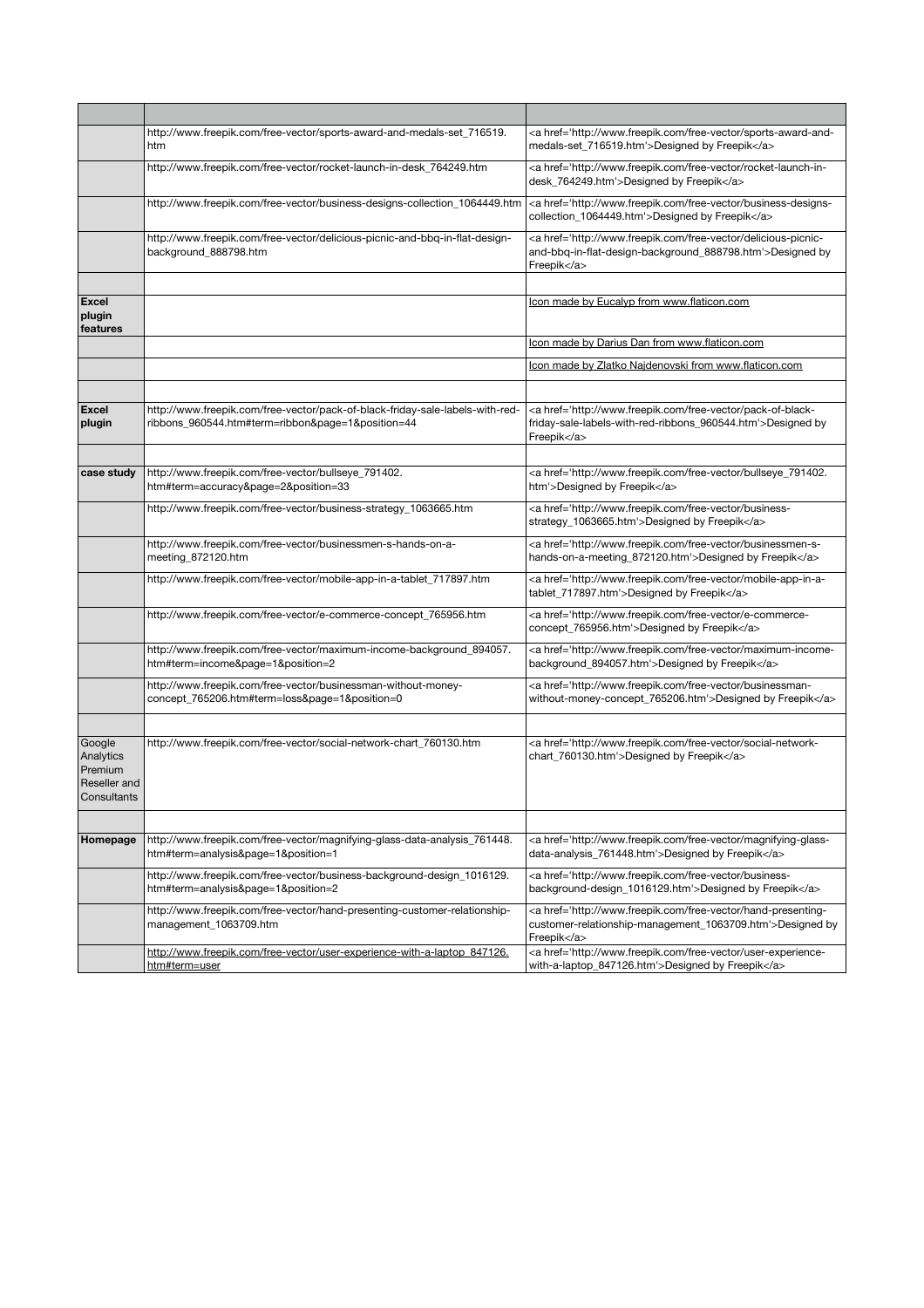| | | |
|---|---|---|
| | http://www.freepik.com/free-vector/sports-award-and-medals-set_716519.htm | <a href='http://www.freepik.com/free-vector/sports-award-and-medals-set_716519.htm'>Designed by Freepik</a> |
| | http://www.freepik.com/free-vector/rocket-launch-in-desk_764249.htm | <a href='http://www.freepik.com/free-vector/rocket-launch-in-desk_764249.htm'>Designed by Freepik</a> |
| | http://www.freepik.com/free-vector/business-designs-collection_1064449.htm | <a href='http://www.freepik.com/free-vector/business-designs-collection_1064449.htm'>Designed by Freepik</a> |
| | http://www.freepik.com/free-vector/delicious-picnic-and-bbq-in-flat-design-background_888798.htm | <a href='http://www.freepik.com/free-vector/delicious-picnic-and-bbq-in-flat-design-background_888798.htm'>Designed by Freepik</a> |
| | | |
| **Excel plugin features** | | Icon made by Eucalyp from www.flaticon.com |
| | | Icon made by Darius Dan from www.flaticon.com |
| | | Icon made by Zlatko Najdenovski from www.flaticon.com |
| | | |
| **Excel plugin** | http://www.freepik.com/free-vector/pack-of-black-friday-sale-labels-with-red-ribbons_960544.htm#term=ribbon&page=1&position=44 | <a href='http://www.freepik.com/free-vector/pack-of-black-friday-sale-labels-with-red-ribbons_960544.htm'>Designed by Freepik</a> |
| | | |
| **case study** | http://www.freepik.com/free-vector/bullseye_791402.htm#term=accuracy&page=2&position=33 | <a href='http://www.freepik.com/free-vector/bullseye_791402.htm'>Designed by Freepik</a> |
| | http://www.freepik.com/free-vector/business-strategy_1063665.htm | <a href='http://www.freepik.com/free-vector/business-strategy_1063665.htm'>Designed by Freepik</a> |
| | http://www.freepik.com/free-vector/businessmen-s-hands-on-a-meeting_872120.htm | <a href='http://www.freepik.com/free-vector/businessmen-s-hands-on-a-meeting_872120.htm'>Designed by Freepik</a> |
| | http://www.freepik.com/free-vector/mobile-app-in-a-tablet_717897.htm | <a href='http://www.freepik.com/free-vector/mobile-app-in-a-tablet_717897.htm'>Designed by Freepik</a> |
| | http://www.freepik.com/free-vector/e-commerce-concept_765956.htm | <a href='http://www.freepik.com/free-vector/e-commerce-concept_765956.htm'>Designed by Freepik</a> |
| | http://www.freepik.com/free-vector/maximum-income-background_894057.htm#term=income&page=1&position=2 | <a href='http://www.freepik.com/free-vector/maximum-income-background_894057.htm'>Designed by Freepik</a> |
| | http://www.freepik.com/free-vector/businessman-without-money-concept_765206.htm#term=loss&page=1&position=0 | <a href='http://www.freepik.com/free-vector/businessman-without-money-concept_765206.htm'>Designed by Freepik</a> |
| | | |
| Google Analytics Premium Reseller and Consultants | http://www.freepik.com/free-vector/social-network-chart_760130.htm | <a href='http://www.freepik.com/free-vector/social-network-chart_760130.htm'>Designed by Freepik</a> |
| | | |
| **Homepage** | http://www.freepik.com/free-vector/magnifying-glass-data-analysis_761448.htm#term=analysis&page=1&position=1 | <a href='http://www.freepik.com/free-vector/magnifying-glass-data-analysis_761448.htm'>Designed by Freepik</a> |
| | http://www.freepik.com/free-vector/business-background-design_1016129.htm#term=analysis&page=1&position=2 | <a href='http://www.freepik.com/free-vector/business-background-design_1016129.htm'>Designed by Freepik</a> |
| | http://www.freepik.com/free-vector/hand-presenting-customer-relationship-management_1063709.htm | <a href='http://www.freepik.com/free-vector/hand-presenting-customer-relationship-management_1063709.htm'>Designed by Freepik</a> |
| | http://www.freepik.com/free-vector/user-experience-with-a-laptop_847126.htm#term=user | <a href='http://www.freepik.com/free-vector/user-experience-with-a-laptop_847126.htm'>Designed by Freepik</a> |